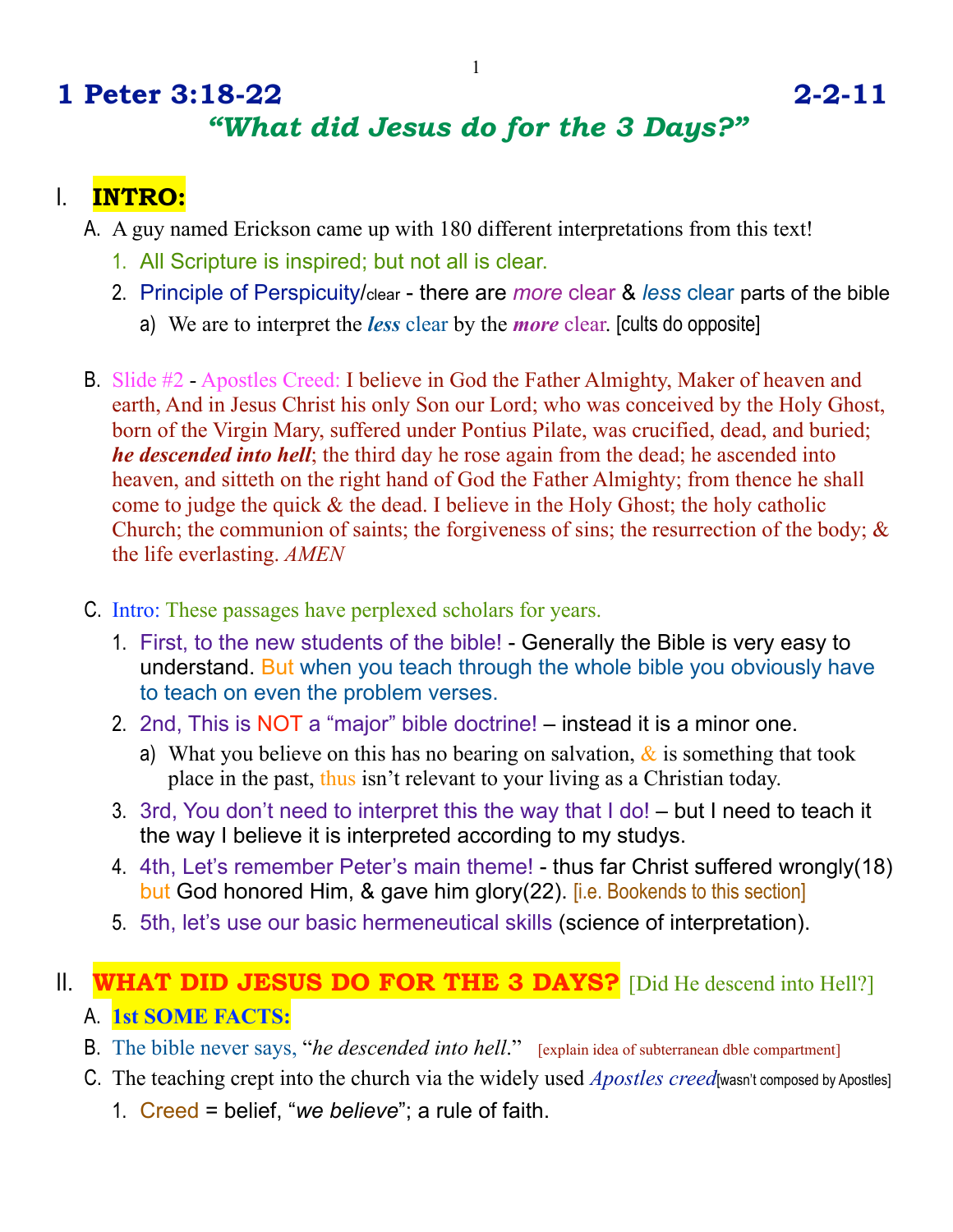# 1 Peter 3:18-22 2-2-11

## *"What did Jesus do for the 3 Days?"*

## I. **INTRO:**

A. A guy named Erickson came up with 180 different interpretations from this text!

1. All Scripture is inspired; but not all is clear.
2. Principle of Perspicuity/clear - there are *more* clear & *less* clear parts of the bible
   a) We are to interpret the ***less*** clear by the ***more*** clear. [cults do opposite]

B. Slide #2 - Apostles Creed: I believe in God the Father Almighty, Maker of heaven and earth, And in Jesus Christ his only Son our Lord; who was conceived by the Holy Ghost, born of the Virgin Mary, suffered under Pontius Pilate, was crucified, dead, and buried; ***he descended into hell***; the third day he rose again from the dead; he ascended into heaven, and sitteth on the right hand of God the Father Almighty; from thence he shall come to judge the quick & the dead. I believe in the Holy Ghost; the holy catholic Church; the communion of saints; the forgiveness of sins; the resurrection of the body; & the life everlasting. *AMEN*

C. Intro: These passages have perplexed scholars for years.

1. First, to the new students of the bible! - Generally the Bible is very easy to understand. But when you teach through the whole bible you obviously have to teach on even the problem verses.
2. 2nd, This is NOT a "major" bible doctrine! – instead it is a minor one.
   a) What you believe on this has no bearing on salvation, & is something that took place in the past, thus isn't relevant to your living as a Christian today.
3. 3rd, You don't need to interpret this the way that I do! – but I need to teach it the way I believe it is interpreted according to my studys.
4. 4th, Let's remember Peter's main theme! - thus far Christ suffered wrongly(18) but God honored Him, & gave him glory(22). [i.e. Bookends to this section]
5. 5th, let's use our basic hermeneutical skills (science of interpretation).

## II. **WHAT DID JESUS DO FOR THE 3 DAYS?** [Did He descend into Hell?]

A. **1st SOME FACTS:**

B. The bible never says, "*he descended into hell*." [explain idea of subterranean dble compartment]

C. The teaching crept into the church via the widely used *Apostles creed*[wasn't composed by Apostles]

1. Creed = belief, "*we believe*"; a rule of faith.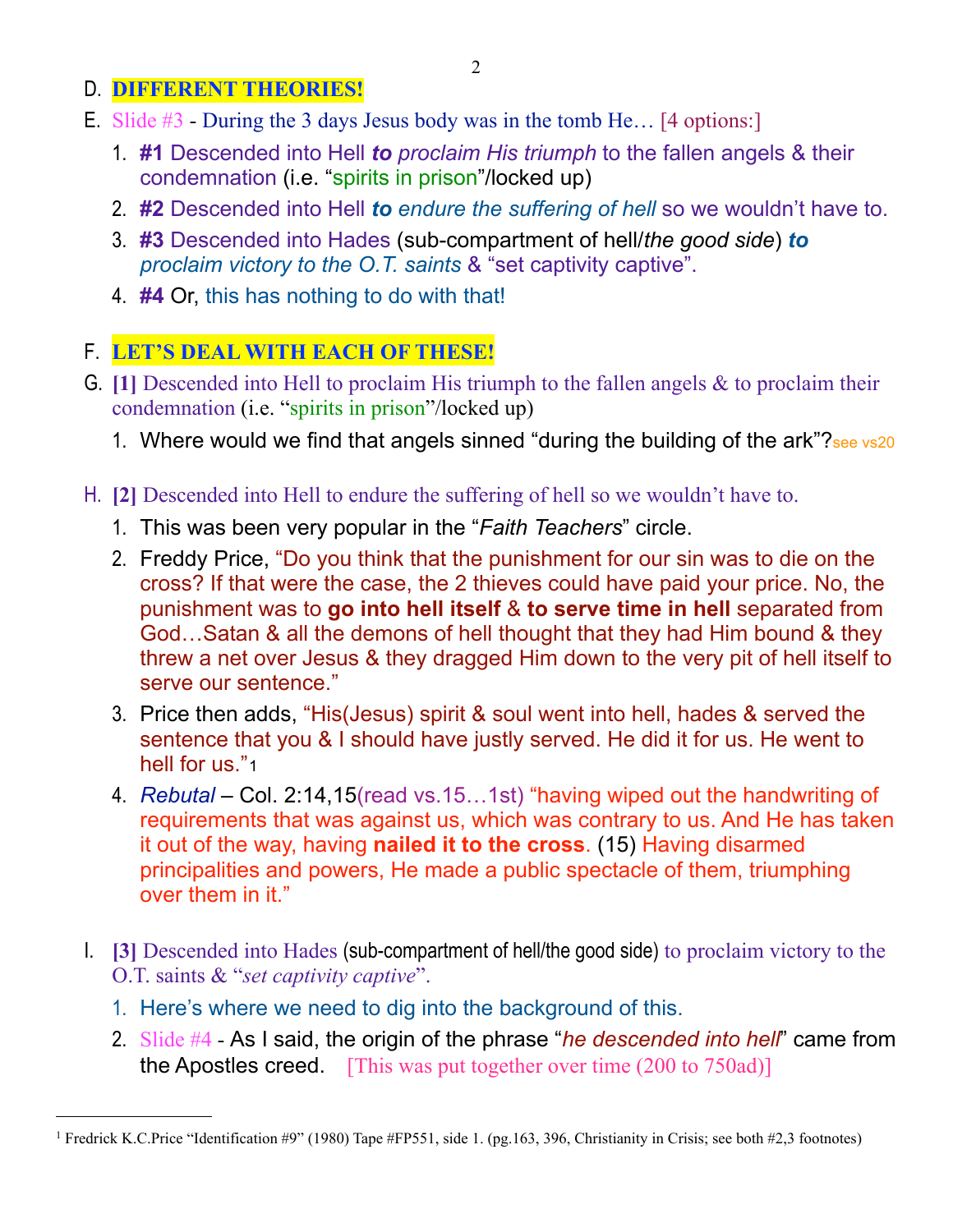D. **DIFFERENT THEORIES!**

E. Slide #3 - During the 3 days Jesus body was in the tomb He… [4 options:]

1. **#1** Descended into Hell ***to*** *proclaim His triumph* to the fallen angels & their condemnation (i.e. "spirits in prison"/locked up)
2. **#2** Descended into Hell ***to*** *endure the suffering of hell* so we wouldn't have to.
3. **#3** Descended into Hades (sub-compartment of hell/*the good side*) ***to*** *proclaim victory to the O.T. saints* & "set captivity captive".
4. **#4** Or, this has nothing to do with that!

F. **LET'S DEAL WITH EACH OF THESE!**

G. **[1]** Descended into Hell to proclaim His triumph to the fallen angels & to proclaim their condemnation (i.e. "spirits in prison"/locked up)

1. Where would we find that angels sinned "during the building of the ark"? see vs20

H. **[2]** Descended into Hell to endure the suffering of hell so we wouldn't have to.

1. This was been very popular in the "*Faith Teachers*" circle.
2. Freddy Price, "Do you think that the punishment for our sin was to die on the cross? If that were the case, the 2 thieves could have paid your price. No, the punishment was to **go into hell itself** & **to serve time in hell** separated from God…Satan & all the demons of hell thought that they had Him bound & they threw a net over Jesus & they dragged Him down to the very pit of hell itself to serve our sentence."
3. Price then adds, "His(Jesus) spirit & soul went into hell, hades & served the sentence that you & I should have justly served. He did it for us. He went to hell for us."[1]
4. *Rebutal* – Col. 2:14,15(read vs.15…1st) "having wiped out the handwriting of requirements that was against us, which was contrary to us. And He has taken it out of the way, having **nailed it to the cross**. (15) Having disarmed principalities and powers, He made a public spectacle of them, triumphing over them in it."

I. **[3]** Descended into Hades (sub-compartment of hell/the good side) to proclaim victory to the O.T. saints & "*set captivity captive*".

1. Here's where we need to dig into the background of this.
2. Slide #4 - As I said, the origin of the phrase "*he descended into hell*" came from the Apostles creed. [This was put together over time (200 to 750ad)]

---

[1] Fredrick K.C.Price "Identification #9" (1980) Tape #FP551, side 1. (pg.163, 396, Christianity in Crisis; see both #2,3 footnotes)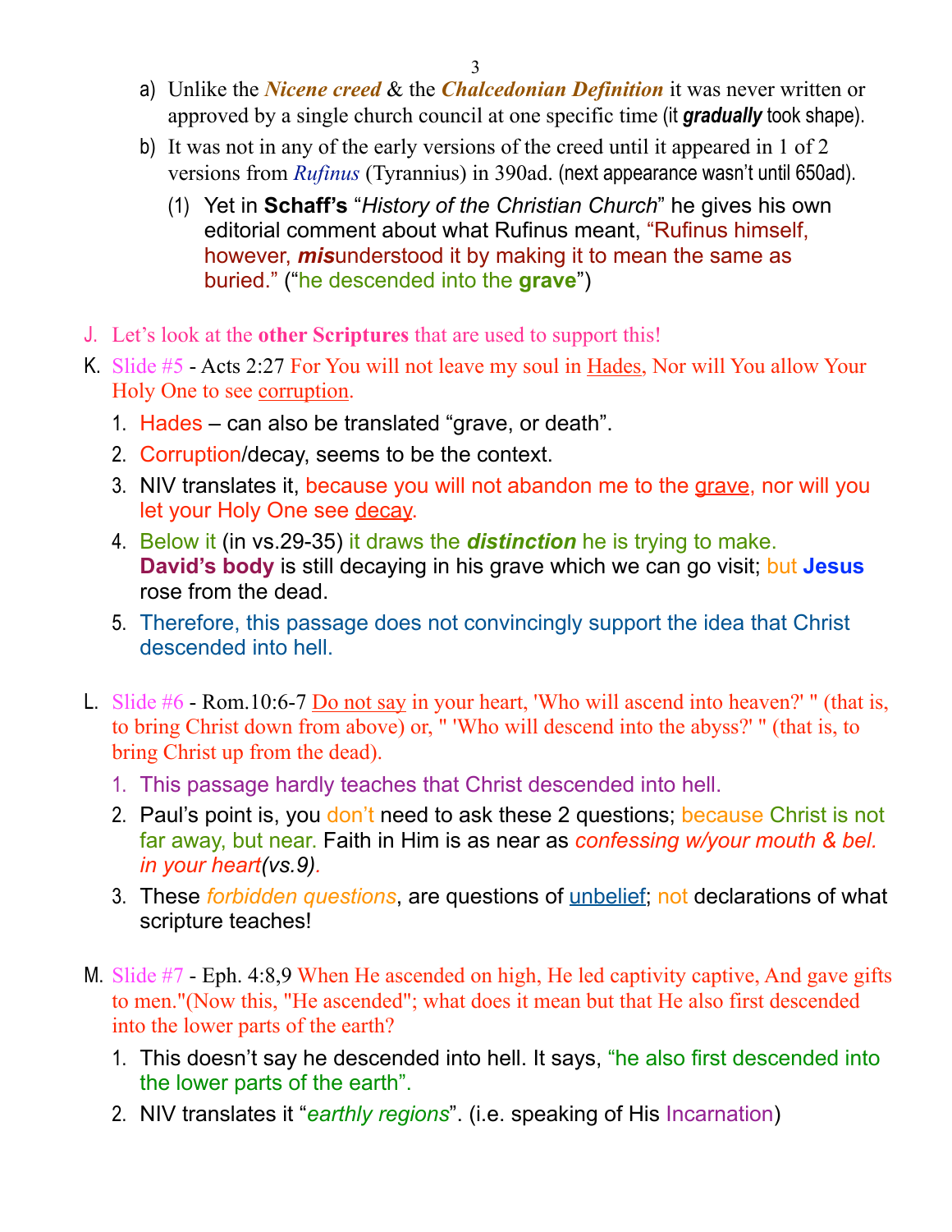a) Unlike the ***Nicene creed*** & the ***Chalcedonian Definition*** it was never written or approved by a single church council at one specific time (it ***gradually*** took shape).

b) It was not in any of the early versions of the creed until it appeared in 1 of 2 versions from *Rufinus* (Tyrannius) in 390ad. (next appearance wasn't until 650ad).

   (1) Yet in **Schaff's** "*History of the Christian Church*" he gives his own editorial comment about what Rufinus meant, "Rufinus himself, however, ***mis***understood it by making it to mean the same as buried." ("he descended into the **grave**")

J. Let's look at the **other Scriptures** that are used to support this!

K. Slide #5 - Acts 2:27 For You will not leave my soul in Hades, Nor will You allow Your Holy One to see corruption.

   1. Hades – can also be translated "grave, or death".
   2. Corruption/decay, seems to be the context.
   3. NIV translates it, because you will not abandon me to the grave, nor will you let your Holy One see decay.
   4. Below it (in vs.29-35) it draws the ***distinction*** he is trying to make. **David's body** is still decaying in his grave which we can go visit; but **Jesus** rose from the dead.
   5. Therefore, this passage does not convincingly support the idea that Christ descended into hell.

L. Slide #6 - Rom.10:6-7 Do not say in your heart, 'Who will ascend into heaven?' " (that is, to bring Christ down from above) or, " 'Who will descend into the abyss?' " (that is, to bring Christ up from the dead).

   1. This passage hardly teaches that Christ descended into hell.
   2. Paul's point is, you don't need to ask these 2 questions; because Christ is not far away, but near. Faith in Him is as near as *confessing w/your mouth & bel. in your heart(vs.9)*.
   3. These *forbidden questions*, are questions of unbelief; not declarations of what scripture teaches!

M. Slide #7 - Eph. 4:8,9 When He ascended on high, He led captivity captive, And gave gifts to men."(Now this, "He ascended"; what does it mean but that He also first descended into the lower parts of the earth?

   1. This doesn't say he descended into hell. It says, "he also first descended into the lower parts of the earth".
   2. NIV translates it "*earthly regions*". (i.e. speaking of His Incarnation)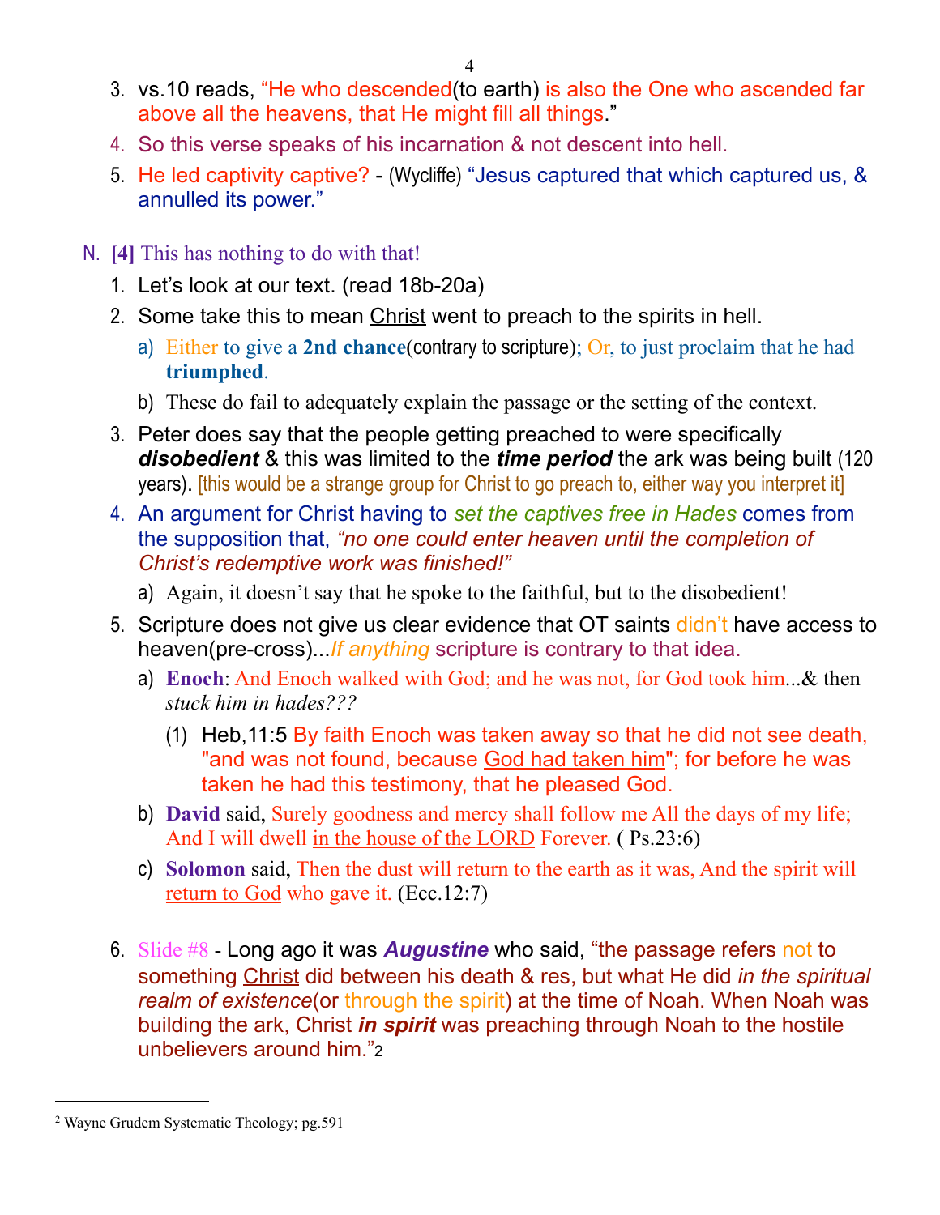3. vs.10 reads, “He who descended(to earth) is also the One who ascended far above all the heavens, that He might fill all things.”
4. So this verse speaks of his incarnation & not descent into hell.
5. He led captivity captive? - (Wycliffe) “Jesus captured that which captured us, & annulled its power.”

N. **[4]** This has nothing to do with that!

1. Let’s look at our text. (read 18b-20a)
2. Some take this to mean Christ went to preach to the spirits in hell.
   a) Either to give a **2nd chance**(contrary to scripture); Or, to just proclaim that he had **triumphed**.
   b) These do fail to adequately explain the passage or the setting of the context.
3. Peter does say that the people getting preached to were specifically ***disobedient*** & this was limited to the ***time period*** the ark was being built (120 years). [this would be a strange group for Christ to go preach to, either way you interpret it]
4. An argument for Christ having to *set the captives free in Hades* comes from the supposition that, *“no one could enter heaven until the completion of Christ’s redemptive work was finished!”*
   a) Again, it doesn’t say that he spoke to the faithful, but to the disobedient!
5. Scripture does not give us clear evidence that OT saints didn’t have access to heaven(pre-cross)...*If anything* scripture is contrary to that idea.
   a) **Enoch**: And Enoch walked with God; and he was not, for God took him...& then *stuck him in hades???*
      (1) Heb,11:5 By faith Enoch was taken away so that he did not see death, "and was not found, because God had taken him"; for before he was taken he had this testimony, that he pleased God.
   b) **David** said, Surely goodness and mercy shall follow me All the days of my life; And I will dwell in the house of the LORD Forever. ( Ps.23:6)
   c) **Solomon** said, Then the dust will return to the earth as it was, And the spirit will return to God who gave it. (Ecc.12:7)
6. Slide #8 - Long ago it was ***Augustine*** who said, “the passage refers not to something Christ did between his death & res, but what He did *in the spiritual realm of existence*(or through the spirit) at the time of Noah. When Noah was building the ark, Christ ***in spirit*** was preaching through Noah to the hostile unbelievers around him.”[2]

[2] Wayne Grudem Systematic Theology; pg.591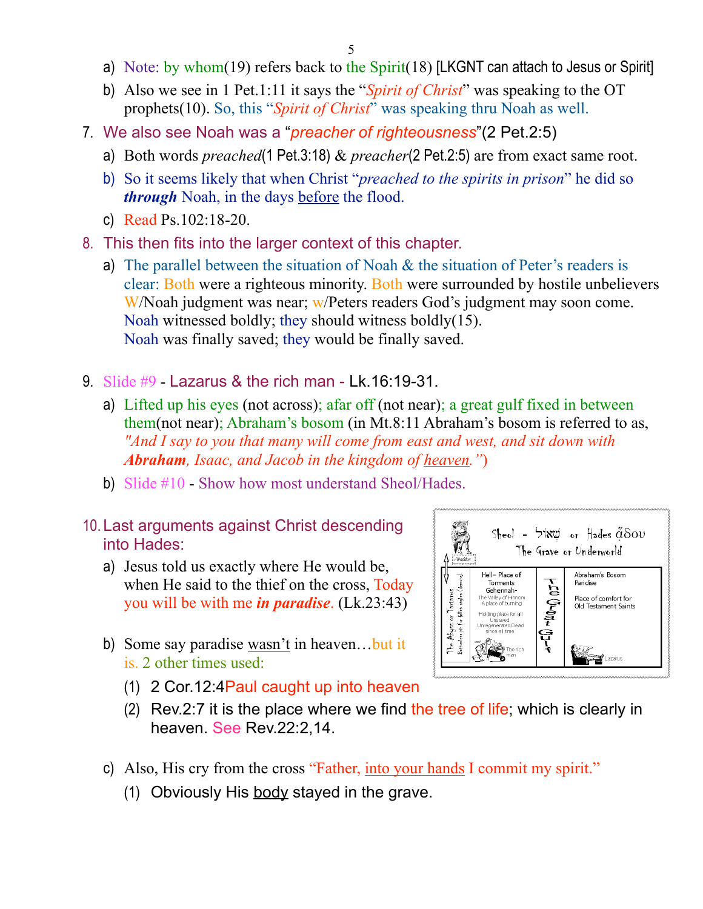a) Note: by whom(19) refers back to the Spirit(18) [LKGNT can attach to Jesus or Spirit]

b) Also we see in 1 Pet.1:11 it says the "*Spirit of Christ*" was speaking to the OT prophets(10). So, this "*Spirit of Christ*" was speaking thru Noah as well.

7. We also see Noah was a "*preacher of righteousness*"(2 Pet.2:5)

   a) Both words *preached*(1 Pet.3:18) & *preacher*(2 Pet.2:5) are from exact same root.

   b) So it seems likely that when Christ "*preached to the spirits in prison*" he did so ***through*** Noah, in the days before the flood.

   c) Read Ps.102:18-20.

8. This then fits into the larger context of this chapter.

   a) The parallel between the situation of Noah & the situation of Peter's readers is clear: Both were a righteous minority. Both were surrounded by hostile unbelievers W/Noah judgment was near; w/Peters readers God's judgment may soon come.
   Noah witnessed boldly; they should witness boldly(15).
   Noah was finally saved; they would be finally saved.

9. Slide #9 - Lazarus & the rich man - Lk.16:19-31.

   a) Lifted up his eyes (not across); afar off (not near); a great gulf fixed in between them(not near); Abraham's bosom (in Mt.8:11 Abraham's bosom is referred to as, *"And I say to you that many will come from east and west, and sit down with* ***Abraham****, Isaac, and Jacob in the kingdom of heaven."*)

   b) Slide #10 - Show how most understand Sheol/Hades.

Sheol - שְׁאוֹל or Hades ᾅδου
The Grave or Underworld

| The Abyss or Tartarus (Bottomless pit for fallen angels (demons)) — Abaddon | Hell– Place of Torments Gehennah- The Valley of Hinnom A place of burning. Holding place for all Unsaved, Unregenerated Dead since all time. The rich man | The Great Gulf | Abraham's Bosom Paridise. Place of comfort for Old Testament Saints. Lazarus |
|---|---|---|---|

10. Last arguments against Christ descending into Hades:

    a) Jesus told us exactly where He would be, when He said to the thief on the cross, Today you will be with me ***in paradise***. (Lk.23:43)

    b) Some say paradise wasn't in heaven…but it is. 2 other times used:

       (1) 2 Cor.12:4Paul caught up into heaven

       (2) Rev.2:7 it is the place where we find the tree of life; which is clearly in heaven. See Rev.22:2,14.

    c) Also, His cry from the cross "Father, into your hands I commit my spirit."

       (1) Obviously His body stayed in the grave.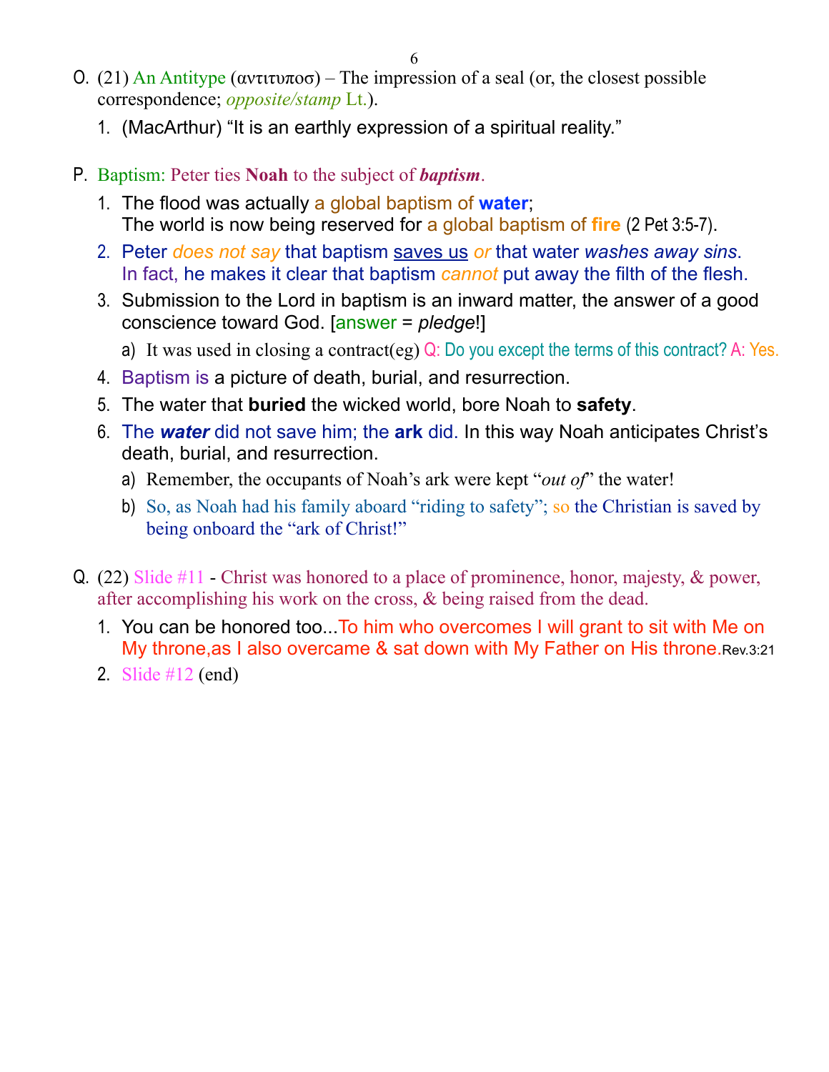O. (21) An Antitype (αντιτυποσ) – The impression of a seal (or, the closest possible correspondence; *opposite/stamp* Lt.).

1. (MacArthur) "It is an earthly expression of a spiritual reality."

P. Baptism: Peter ties **Noah** to the subject of ***baptism***.

1. The flood was actually a global baptism of **water**;
   The world is now being reserved for a global baptism of **fire** (2 Pet 3:5-7).
2. Peter *does not say* that baptism saves us *or* that water *washes away sins*.
   In fact, he makes it clear that baptism *cannot* put away the filth of the flesh.
3. Submission to the Lord in baptism is an inward matter, the answer of a good conscience toward God. [answer = *pledge*!]
   a) It was used in closing a contract(eg) Q: Do you except the terms of this contract? A: Yes.
4. Baptism is a picture of death, burial, and resurrection.
5. The water that **buried** the wicked world, bore Noah to **safety**.
6. The ***water*** did not save him; the **ark** did. In this way Noah anticipates Christ's death, burial, and resurrection.
   a) Remember, the occupants of Noah's ark were kept "*out of*" the water!
   b) So, as Noah had his family aboard "riding to safety"; so the Christian is saved by being onboard the "ark of Christ!"

Q. (22) Slide #11 - Christ was honored to a place of prominence, honor, majesty, & power, after accomplishing his work on the cross, & being raised from the dead.

1. You can be honored too...To him who overcomes I will grant to sit with Me on My throne,as I also overcame & sat down with My Father on His throne.Rev.3:21
2. Slide #12 (end)